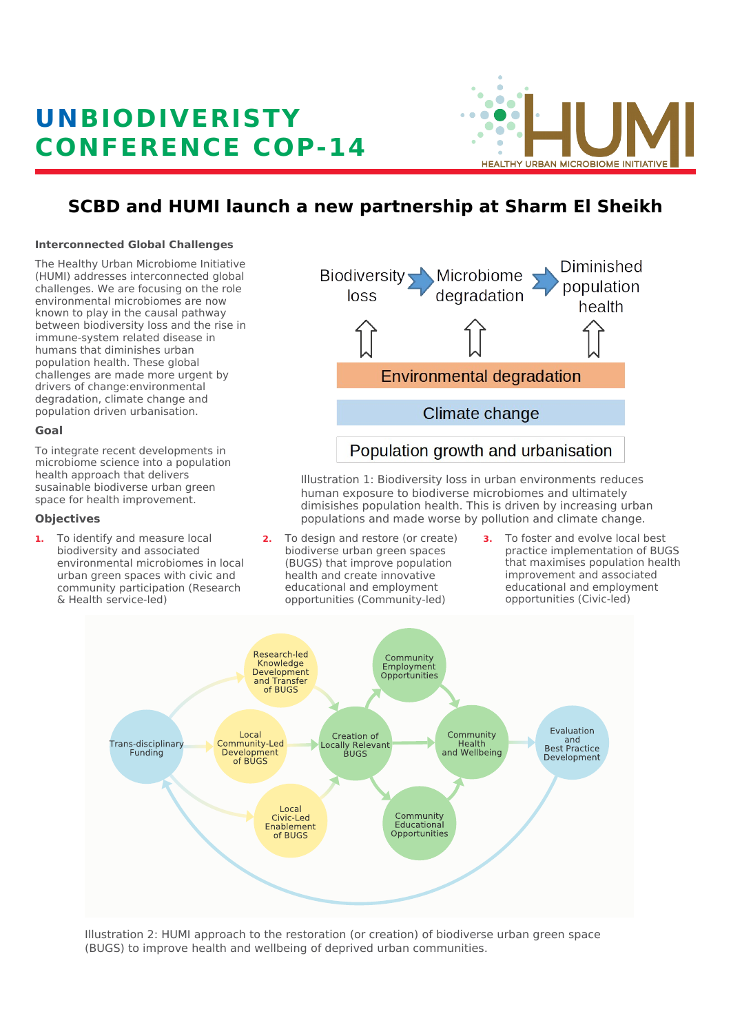# UNBIODIVERISTY CONFERENCE COP-14

HUMI — HEALTHY URBAN MICROBIOME INITIATIVE

## SCBD and HUMI launch a new partnership at Sharm El Sheikh

### Interconnected Global Challenges

The Healthy Urban Microbiome Initiative (HUMI) addresses interconnected global challenges. We are focusing on the role environmental microbiomes are now known to play in the causal pathway between biodiversity loss and the rise in immune-system related disease in humans that diminishes urban population health. These global challenges are made more urgent by drivers of change:environmental degradation, climate change and population driven urbanisation.

Biodiversity loss → Microbiome degradation → Diminished population health

Environmental degradation

Climate change

Population growth and urbanisation

Illustration 1: Biodiversity loss in urban environments reduces human exposure to biodiverse microbiomes and ultimately dimisishes population health. This is driven by increasing urban populations and made worse by pollution and climate change.

### Goal

To integrate recent developments in microbiome science into a population health approach that delivers susainable biodiverse urban green space for health improvement.

### Objectives

1. To identify and measure local biodiversity and associated environmental microbiomes in local urban green spaces with civic and community participation (Research & Health service-led)
2. To design and restore (or create) biodiverse urban green spaces (BUGS) that improve population health and create innovative educational and employment opportunities (Community-led)
3. To foster and evolve local best practice implementation of BUGS that maximises population health improvement and associated educational and employment opportunities (Civic-led)

Trans-disciplinary Funding → Research-led Knowledge Development and Transfer of BUGS; Local Community-Led Development of BUGS; Local Civic-Led Enablement of BUGS → Creation of Locally Relevant BUGS → Community Employment Opportunities; Community Educational Opportunities → Community Health and Wellbeing → Evaluation and Best Practice Development → Trans-disciplinary Funding

Illustration 2: HUMI approach to the restoration (or creation) of biodiverse urban green space (BUGS) to improve health and wellbeing of deprived urban communities.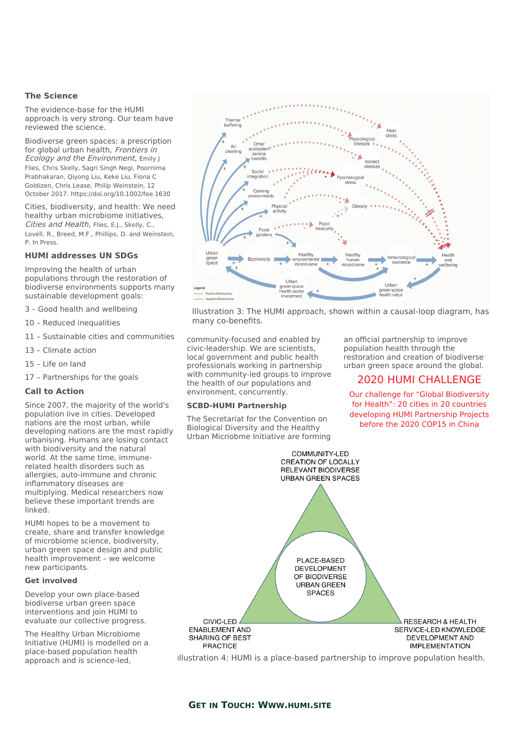## The Science

The evidence-base for the HUMI approach is very strong. Our team have reviewed the science.

Biodiverse green spaces: a prescription for global urban health, *Frontiers in Ecology and the Environment*, Emily J Flies, Chris Skelly, Sagri Singh Negi, Poornima Prabhakaran, Qiyong Liu, Keke Liu, Fiona C Goldizen, Chris Lease, Philip Weinstein, 12 October 2017. https://doi.org/10.1002/fee.1630

Cities, biodiversity, and health: We need healthy urban microbiome initiatives, *Cities and Health*, Flies, E.J., Skelly, C., Lovell, R., Breed, M.F., Phillips, D. and Weinstein, P. In Press.

## HUMI addresses UN SDGs

Improving the health of urban populations through the restoration of biodiverse environments supports many sustainable development goals:

3 – Good health and wellbeing

10 – Reduced inequalities

11 – Sustainable cities and communities

13 – Climate action

15 – Life on land

17 – Partnerships for the goals

## Call to Action

Since 2007, the majority of the world's population live in cities. Developed nations are the most urban, while developing nations are the most rapidly urbanising. Humans are losing contact with biodiversity and the natural world. At the same time, immune-related health disorders such as allergies, auto-immune and chronic inflammatory diseases are multiplying. Medical researchers now believe these important trends are linked.

HUMI hopes to be a movement to create, share and transfer knowledge of microbiome science, biodiversity, urban green space design and public health improvement – we welcome new participants.

## Get involved

Develop your own place-based biodiverse urban green space interventions and join HUMI to evaluate our collective progress.

The Healthy Urban Microbiome Initiative (HUMI) is modelled on a place-based population health approach and is science-led, community-focused and enabled by civic-leadership. We are scientists, local government and public health professionals working in partnership with community-led groups to improve the health of our populations and environment, concurrently.

Thermal buffering
Air cleaning
Other ecosystem service benefits
Social integration
Calming environments
Physical activity
Food gardens
Heat stress
Physiological stresses
Indirect stresses
Psychological stress
Obesity
Food insecurity
Urban green space
Biodiversity
Healthy environmental microbiome
Healthy human microbiome
Immunological resilience
Health and wellbeing
Urban green space health sector investment
Urban green space health value
Legend
Positive Relationship
Negative Relationship

Illustration 3: The HUMI approach, shown within a causal-loop diagram, has many co-benefits.

## SCBD-HUMI Partnership

The Secretariat for the Convention on Biological Diversity and the Healthy Urban Micriobme Initiative are forming an official partnership to improve population health through the restoration and creation of biodiverse urban green space around the global.

## 2020 HUMI CHALLENGE

Our challenge for "Global Biodiversity for Health": 20 cities in 20 countries developing HUMI Partnership Projects before the 2020 COP15 in China

COMMUNITY-LED CREATION OF LOCALLY RELEVANT BIODIVERSE URBAN GREEN SPACES

PLACE-BASED DEVELOPMENT OF BIODIVERSE URBAN GREEN SPACES

CIVIC-LED ENABLEMENT AND SHARING OF BEST PRACTICE

RESEARCH & HEALTH SERVICE-LED KNOWLEDGE DEVELOPMENT AND IMPLEMENTATION

Illustration 4: HUMI is a place-based partnership to improve population health.

**GET IN TOUCH: WWW.HUMI.SITE**